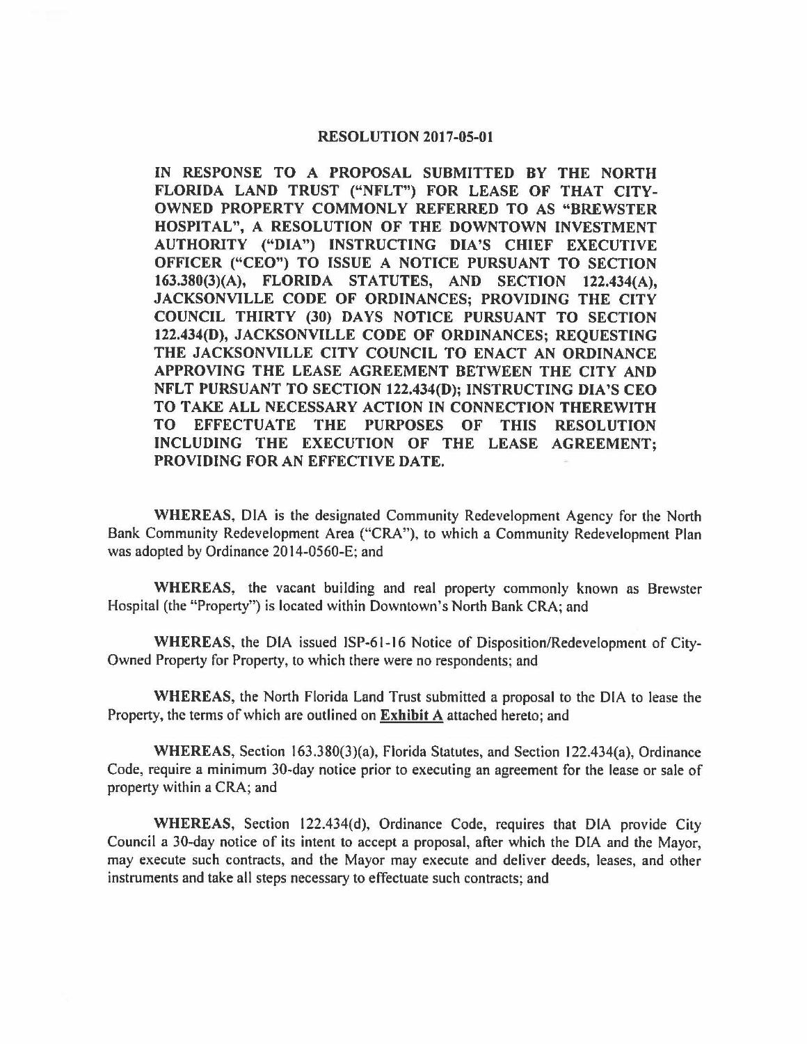# RESOLUTION 2017-05-01

**IN RESPONSE TO A PROPOSAL SUBMITTED BY THE NORTH FLORIDA LAND TRUST ("NFLT") FOR LEASE OF THAT CITY-OWNED PROPERTY COMMONLY REFERRED TO AS "BREWSTER HOSPITAL", A RESOLUTION OF THE DOWNTOWN INVESTMENT AUTHORITY ("DIA") INSTRUCTING DIA'S CHIEF EXECUTIVE OFFICER ("CEO") TO ISSUE A NOTICE PURSUANT TO SECTION 163.380(3)(A), FLORIDA STATUTES, AND SECTION 122.434(A), JACKSONVILLE CODE OF ORDINANCES; PROVIDING THE CITY COUNCIL THIRTY (30) DAYS NOTICE PURSUANT TO SECTION 122.434(D), JACKSONVILLE CODE OF ORDINANCES; REQUESTING THE JACKSONVILLE CITY COUNCIL TO ENACT AN ORDINANCE APPROVING THE LEASE AGREEMENT BETWEEN THE CITY AND NFLT PURSUANT TO SECTION 122.434(D); INSTRUCTING DIA'S CEO TO TAKE ALL NECESSARY ACTION IN CONNECTION THEREWITH TO EFFECTUATE THE PURPOSES OF THIS RESOLUTION INCLUDING THE EXECUTION OF THE LEASE AGREEMENT; PROVIDING FOR AN EFFECTIVE DATE.**

**WHEREAS,** DIA is the designated Community Redevelopment Agency for the North Bank Community Redevelopment Area ("CRA"), to which a Community Redevelopment Plan was adopted by Ordinance 2014-0560-E; and

**WHEREAS,** the vacant building and real property commonly known as Brewster Hospital (the "Property") is located within Downtown's North Bank CRA; and

**WHEREAS,** the DIA issued ISP-61-16 Notice of Disposition/Redevelopment of City-Owned Property for Property, to which there were no respondents; and

**WHEREAS,** the North Florida Land Trust submitted a proposal to the DIA to lease the Property, the terms of which are outlined on **Exhibit A** attached hereto; and

**WHEREAS,** Section 163.380(3)(a), Florida Statutes, and Section 122.434(a), Ordinance Code, require a minimum 30-day notice prior to executing an agreement for the lease or sale of property within a CRA; and

**WHEREAS,** Section 122.434(d), Ordinance Code, requires that DIA provide City Council a 30-day notice of its intent to accept a proposal, after which the DIA and the Mayor, may execute such contracts, and the Mayor may execute and deliver deeds, leases, and other instruments and take all steps necessary to effectuate such contracts; and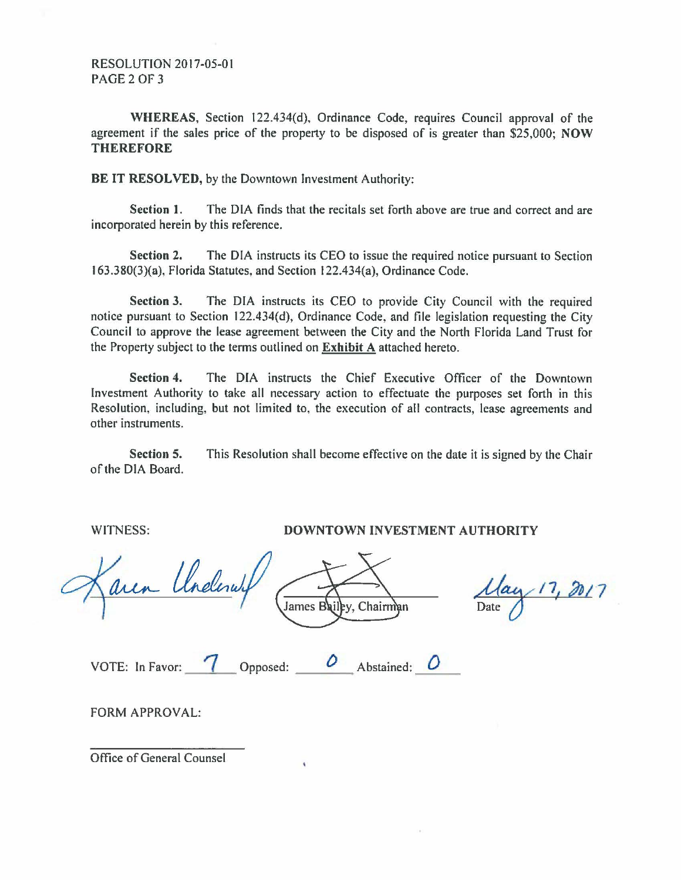RESOLUTION 2017-05-01

**WHEREAS**, Section 122.434(d), Ordinance Code, requires Council approval of the agreement if the sales price of the property to be disposed of is greater than $25,000; **NOW THEREFORE**

**BE IT RESOLVED**, by the Downtown Investment Authority:

**Section 1.** The DIA finds that the recitals set forth above are true and correct and are incorporated herein by this reference.

**Section 2.** The DIA instructs its CEO to issue the required notice pursuant to Section 163.380(3)(a), Florida Statutes, and Section 122.434(a), Ordinance Code.

**Section 3.** The DIA instructs its CEO to provide City Council with the required notice pursuant to Section 122.434(d), Ordinance Code, and file legislation requesting the City Council to approve the lease agreement between the City and the North Florida Land Trust for the Property subject to the terms outlined on **Exhibit A** attached hereto.

**Section 4.** The DIA instructs the Chief Executive Officer of the Downtown Investment Authority to take all necessary action to effectuate the purposes set forth in this Resolution, including, but not limited to, the execution of all contracts, lease agreements and other instruments.

**Section 5.** This Resolution shall become effective on the date it is signed by the Chair of the DIA Board.

WITNESS: **DOWNTOWN INVESTMENT AUTHORITY**

Karen Underwood

James Bailey, Chairman

May 17, 2017
Date

VOTE: In Favor: 7 Opposed: 0 Abstained: 0

FORM APPROVAL:

______________________
Office of General Counsel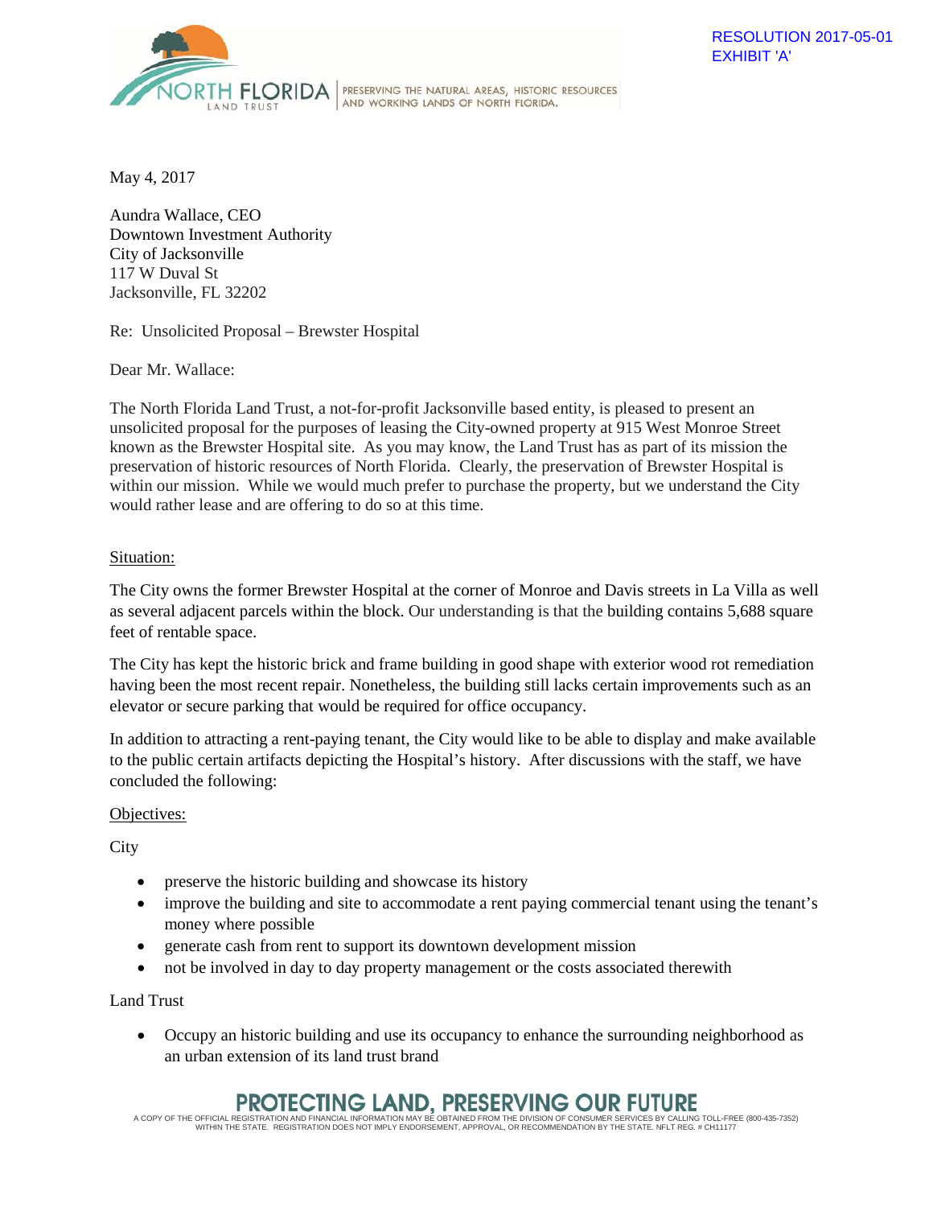RESOLUTION 2017-05-01
EXHIBIT 'A'

May 4, 2017

Aundra Wallace, CEO
Downtown Investment Authority
City of Jacksonville
117 W Duval St
Jacksonville, FL 32202

Re: Unsolicited Proposal – Brewster Hospital

Dear Mr. Wallace:

The North Florida Land Trust, a not-for-profit Jacksonville based entity, is pleased to present an unsolicited proposal for the purposes of leasing the City-owned property at 915 West Monroe Street known as the Brewster Hospital site. As you may know, the Land Trust has as part of its mission the preservation of historic resources of North Florida. Clearly, the preservation of Brewster Hospital is within our mission. While we would much prefer to purchase the property, but we understand the City would rather lease and are offering to do so at this time.

Situation:

The City owns the former Brewster Hospital at the corner of Monroe and Davis streets in La Villa as well as several adjacent parcels within the block. Our understanding is that the building contains 5,688 square feet of rentable space.

The City has kept the historic brick and frame building in good shape with exterior wood rot remediation having been the most recent repair. Nonetheless, the building still lacks certain improvements such as an elevator or secure parking that would be required for office occupancy.

In addition to attracting a rent-paying tenant, the City would like to be able to display and make available to the public certain artifacts depicting the Hospital's history. After discussions with the staff, we have concluded the following:

Objectives:

City

- preserve the historic building and showcase its history
- improve the building and site to accommodate a rent paying commercial tenant using the tenant's money where possible
- generate cash from rent to support its downtown development mission
- not be involved in day to day property management or the costs associated therewith

Land Trust

- Occupy an historic building and use its occupancy to enhance the surrounding neighborhood as an urban extension of its land trust brand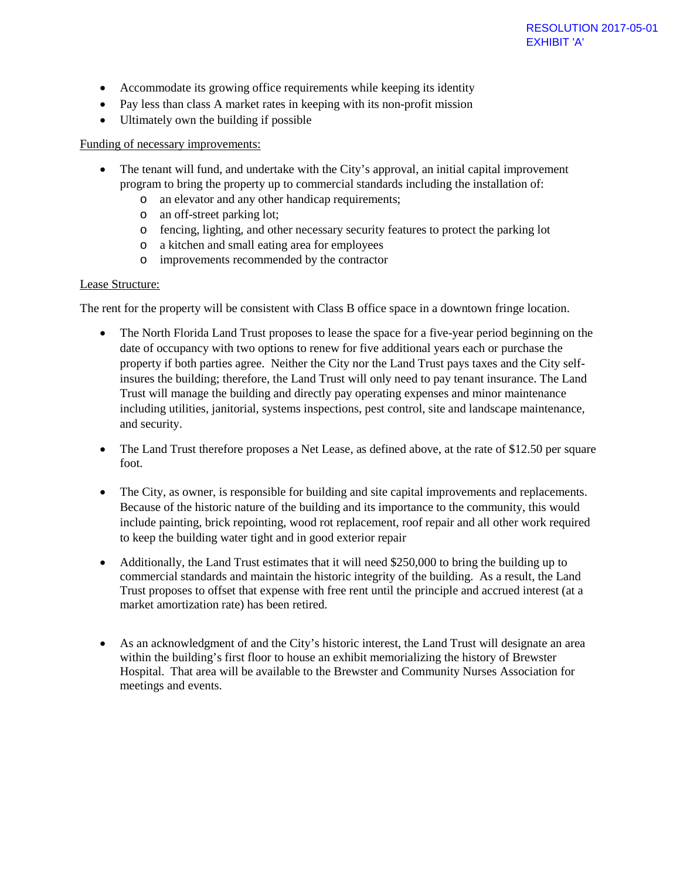RESOLUTION 2017-05-01
EXHIBIT 'A'

- Accommodate its growing office requirements while keeping its identity
- Pay less than class A market rates in keeping with its non-profit mission
- Ultimately own the building if possible

Funding of necessary improvements:

- The tenant will fund, and undertake with the City's approval, an initial capital improvement program to bring the property up to commercial standards including the installation of:
    - an elevator and any other handicap requirements;
    - an off-street parking lot;
    - fencing, lighting, and other necessary security features to protect the parking lot
    - a kitchen and small eating area for employees
    - improvements recommended by the contractor

Lease Structure:

The rent for the property will be consistent with Class B office space in a downtown fringe location.

- The North Florida Land Trust proposes to lease the space for a five-year period beginning on the date of occupancy with two options to renew for five additional years each or purchase the property if both parties agree. Neither the City nor the Land Trust pays taxes and the City self-insures the building; therefore, the Land Trust will only need to pay tenant insurance. The Land Trust will manage the building and directly pay operating expenses and minor maintenance including utilities, janitorial, systems inspections, pest control, site and landscape maintenance, and security.

- The Land Trust therefore proposes a Net Lease, as defined above, at the rate of $12.50 per square foot.

- The City, as owner, is responsible for building and site capital improvements and replacements. Because of the historic nature of the building and its importance to the community, this would include painting, brick repointing, wood rot replacement, roof repair and all other work required to keep the building water tight and in good exterior repair

- Additionally, the Land Trust estimates that it will need $250,000 to bring the building up to commercial standards and maintain the historic integrity of the building. As a result, the Land Trust proposes to offset that expense with free rent until the principle and accrued interest (at a market amortization rate) has been retired.

- As an acknowledgment of and the City's historic interest, the Land Trust will designate an area within the building's first floor to house an exhibit memorializing the history of Brewster Hospital. That area will be available to the Brewster and Community Nurses Association for meetings and events.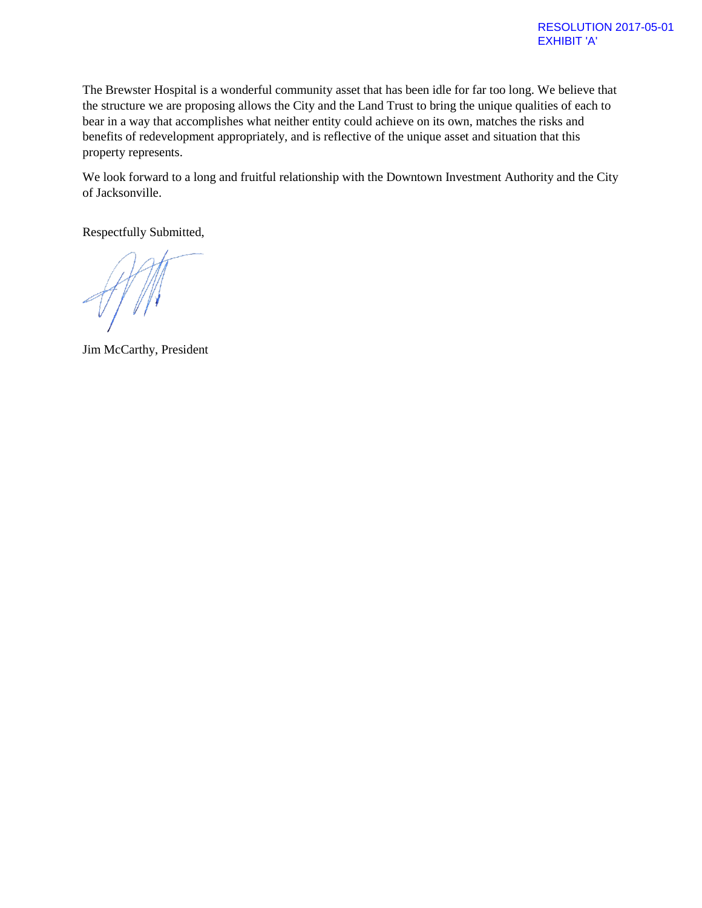RESOLUTION 2017-05-01
EXHIBIT 'A'

The Brewster Hospital is a wonderful community asset that has been idle for far too long. We believe that the structure we are proposing allows the City and the Land Trust to bring the unique qualities of each to bear in a way that accomplishes what neither entity could achieve on its own, matches the risks and benefits of redevelopment appropriately, and is reflective of the unique asset and situation that this property represents.

We look forward to a long and fruitful relationship with the Downtown Investment Authority and the City of Jacksonville.

Respectfully Submitted,

Jim McCarthy, President